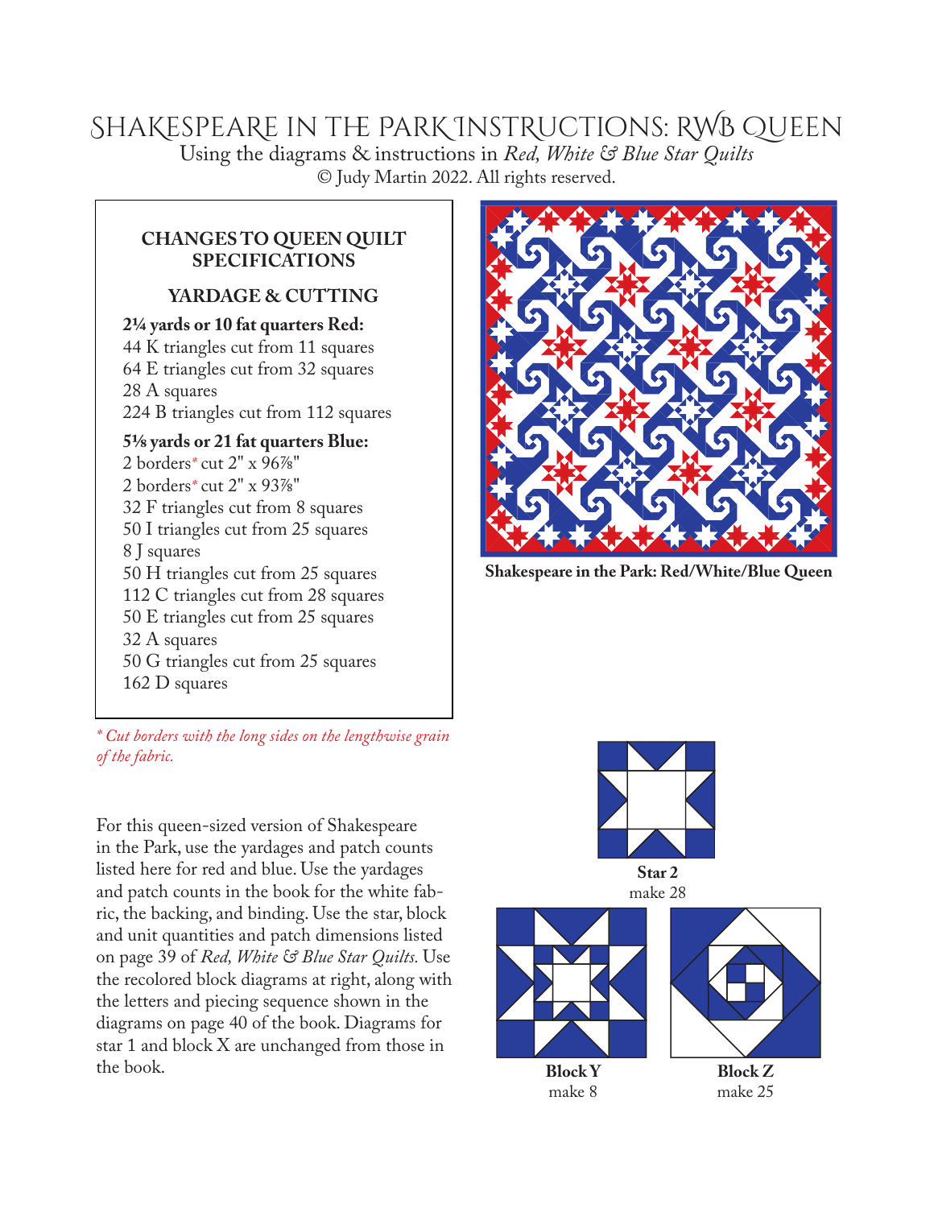# Shakespeare in the Park Instructions: RWB Queen

Using the diagrams & instructions in *Red, White & Blue Star Quilts*

© Judy Martin 2022. All rights reserved.

## CHANGES TO QUEEN QUILT SPECIFICATIONS

### YARDAGE & CUTTING

**2¼ yards or 10 fat quarters Red:**

44 K triangles cut from 11 squares
64 E triangles cut from 32 squares
28 A squares
224 B triangles cut from 112 squares

**5⅛ yards or 21 fat quarters Blue:**

2 borders* cut 2" x 96⅞"
2 borders* cut 2" x 93⅞"
32 F triangles cut from 8 squares
50 I triangles cut from 25 squares
8 J squares
50 H triangles cut from 25 squares
112 C triangles cut from 28 squares
50 E triangles cut from 25 squares
32 A squares
50 G triangles cut from 25 squares
162 D squares

*\* Cut borders with the long sides on the lengthwise grain of the fabric.*

For this queen-sized version of Shakespeare in the Park, use the yardages and patch counts listed here for red and blue. Use the yardages and patch counts in the book for the white fabric, the backing, and binding. Use the star, block and unit quantities and patch dimensions listed on page 39 of *Red, White & Blue Star Quilts.* Use the recolored block diagrams at right, along with the letters and piecing sequence shown in the diagrams on page 40 of the book. Diagrams for star 1 and block X are unchanged from those in the book.

**Shakespeare in the Park: Red/White/Blue Queen**

**Star 2**
make 28

**Block Y**
make 8

**Block Z**
make 25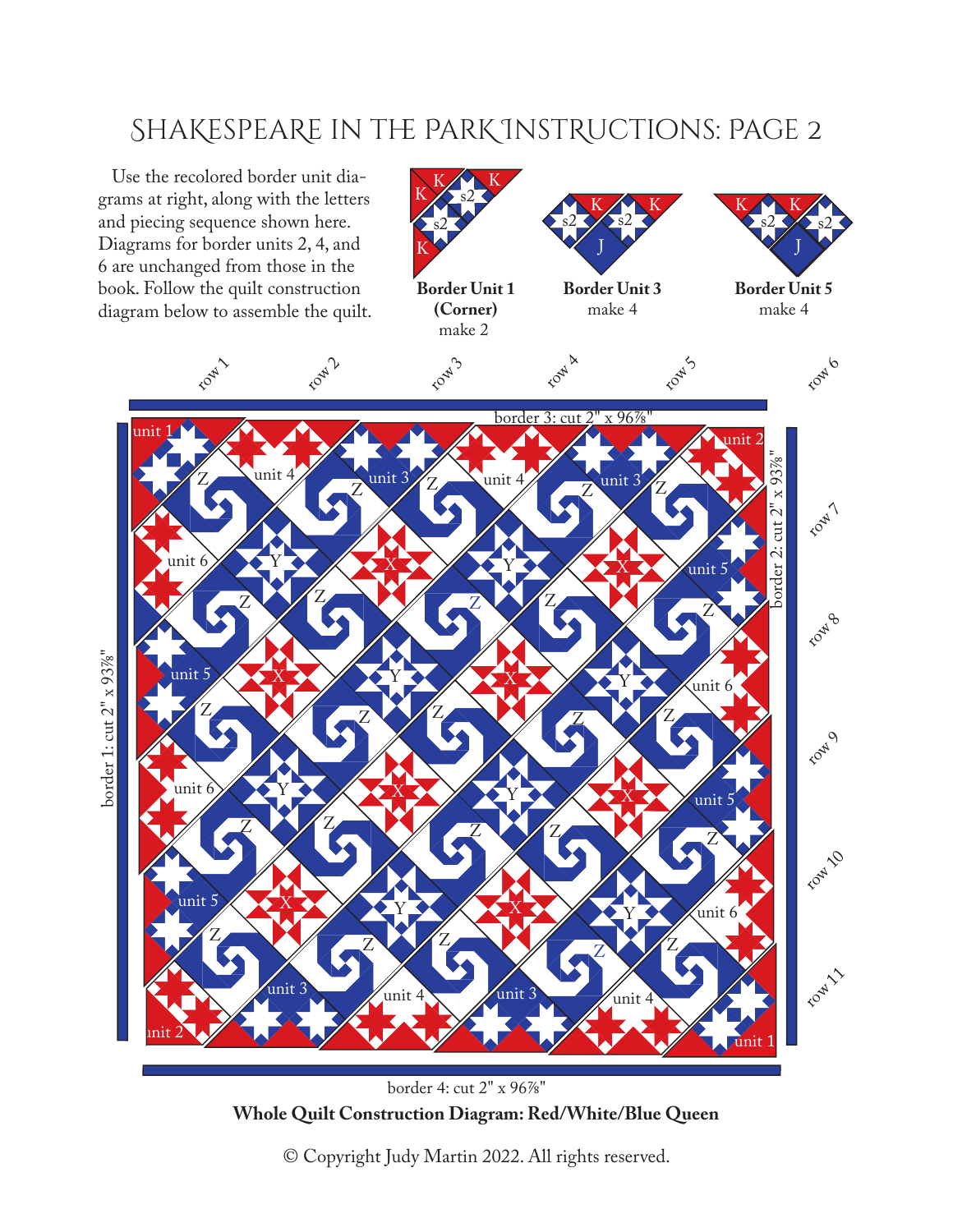# Shakespeare in the Park Instructions: Page 2

Use the recolored border unit diagrams at right, along with the letters and piecing sequence shown here. Diagrams for border units 2, 4, and 6 are unchanged from those in the book. Follow the quilt construction diagram below to assemble the quilt.

K K K s2 s2 K

**Border Unit 1 (Corner)**
make 2

s2 K s2 K J

**Border Unit 3**
make 4

K K s2 s2 J

**Border Unit 5**
make 4

row 1 row 2 row 3 row 4 row 5 row 6 row 7 row 8 row 9 row 10 row 11

border 1: cut 2" x 93⅞"

border 2: cut 2" x 93⅞"

border 3: cut 2" x 96⅞"

border 4: cut 2" x 96⅞"

unit 1, unit 2, unit 3, unit 4, unit 5, unit 6, X, Y, Z

**Whole Quilt Construction Diagram: Red/White/Blue Queen**

© Copyright Judy Martin 2022. All rights reserved.